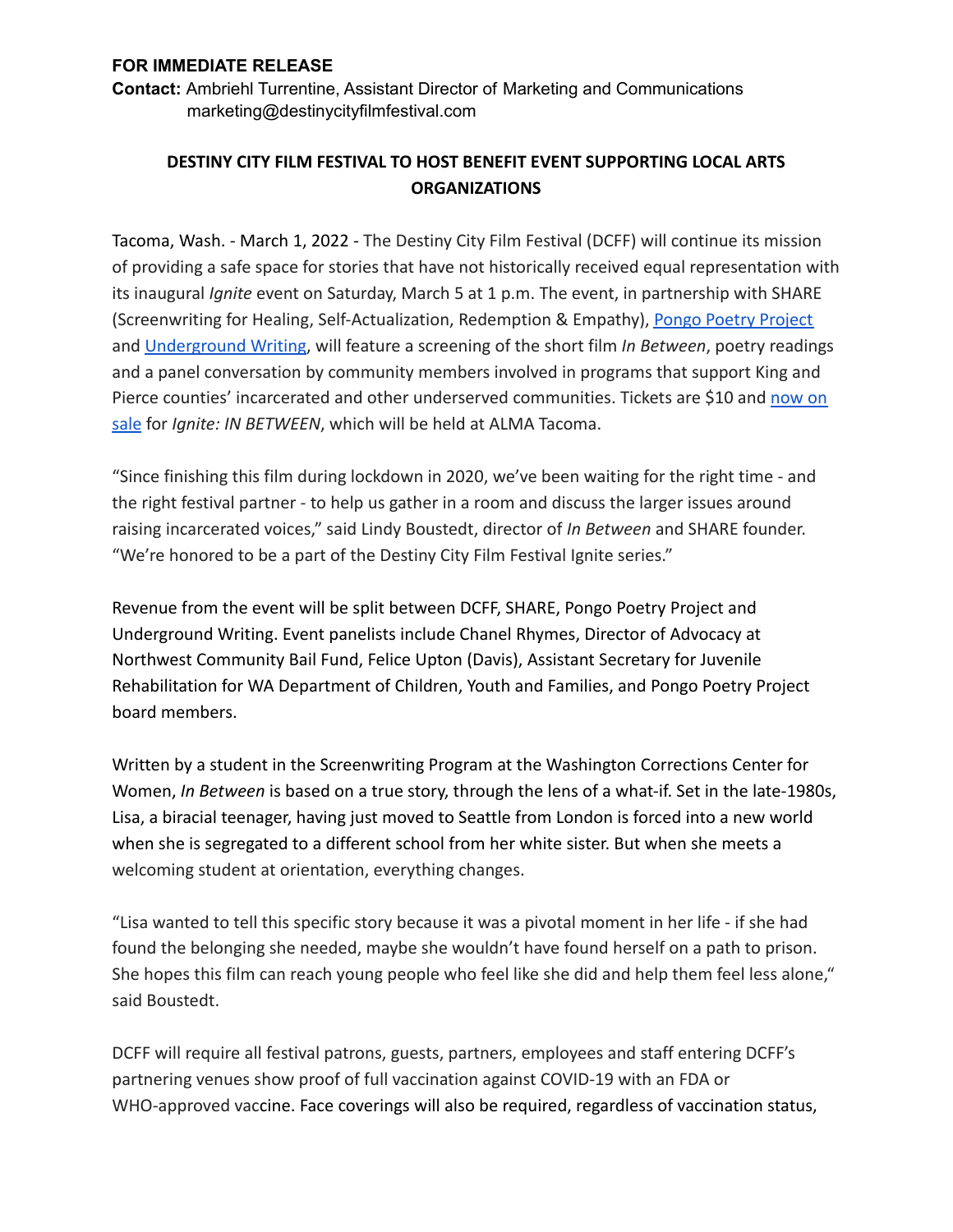**FOR IMMEDIATE RELEASE**

**Contact:** Ambriehl Turrentine, Assistant Director of Marketing and Communications
marketing@destinycityfilmfestival.com

## DESTINY CITY FILM FESTIVAL TO HOST BENEFIT EVENT SUPPORTING LOCAL ARTS ORGANIZATIONS

Tacoma, Wash. - March 1, 2022 - The Destiny City Film Festival (DCFF) will continue its mission of providing a safe space for stories that have not historically received equal representation with its inaugural *Ignite* event on Saturday, March 5 at 1 p.m. The event, in partnership with SHARE (Screenwriting for Healing, Self-Actualization, Redemption & Empathy), Pongo Poetry Project and Underground Writing, will feature a screening of the short film *In Between*, poetry readings and a panel conversation by community members involved in programs that support King and Pierce counties' incarcerated and other underserved communities. Tickets are $10 and now on sale for *Ignite: IN BETWEEN*, which will be held at ALMA Tacoma.

"Since finishing this film during lockdown in 2020, we've been waiting for the right time - and the right festival partner - to help us gather in a room and discuss the larger issues around raising incarcerated voices," said Lindy Boustedt, director of *In Between* and SHARE founder. "We're honored to be a part of the Destiny City Film Festival Ignite series."

Revenue from the event will be split between DCFF, SHARE, Pongo Poetry Project and Underground Writing. Event panelists include Chanel Rhymes, Director of Advocacy at Northwest Community Bail Fund, Felice Upton (Davis), Assistant Secretary for Juvenile Rehabilitation for WA Department of Children, Youth and Families, and Pongo Poetry Project board members.

Written by a student in the Screenwriting Program at the Washington Corrections Center for Women, *In Between* is based on a true story, through the lens of a what-if. Set in the late-1980s, Lisa, a biracial teenager, having just moved to Seattle from London is forced into a new world when she is segregated to a different school from her white sister. But when she meets a welcoming student at orientation, everything changes.

"Lisa wanted to tell this specific story because it was a pivotal moment in her life - if she had found the belonging she needed, maybe she wouldn't have found herself on a path to prison. She hopes this film can reach young people who feel like she did and help them feel less alone," said Boustedt.

DCFF will require all festival patrons, guests, partners, employees and staff entering DCFF's partnering venues show proof of full vaccination against COVID-19 with an FDA or WHO-approved vaccine. Face coverings will also be required, regardless of vaccination status,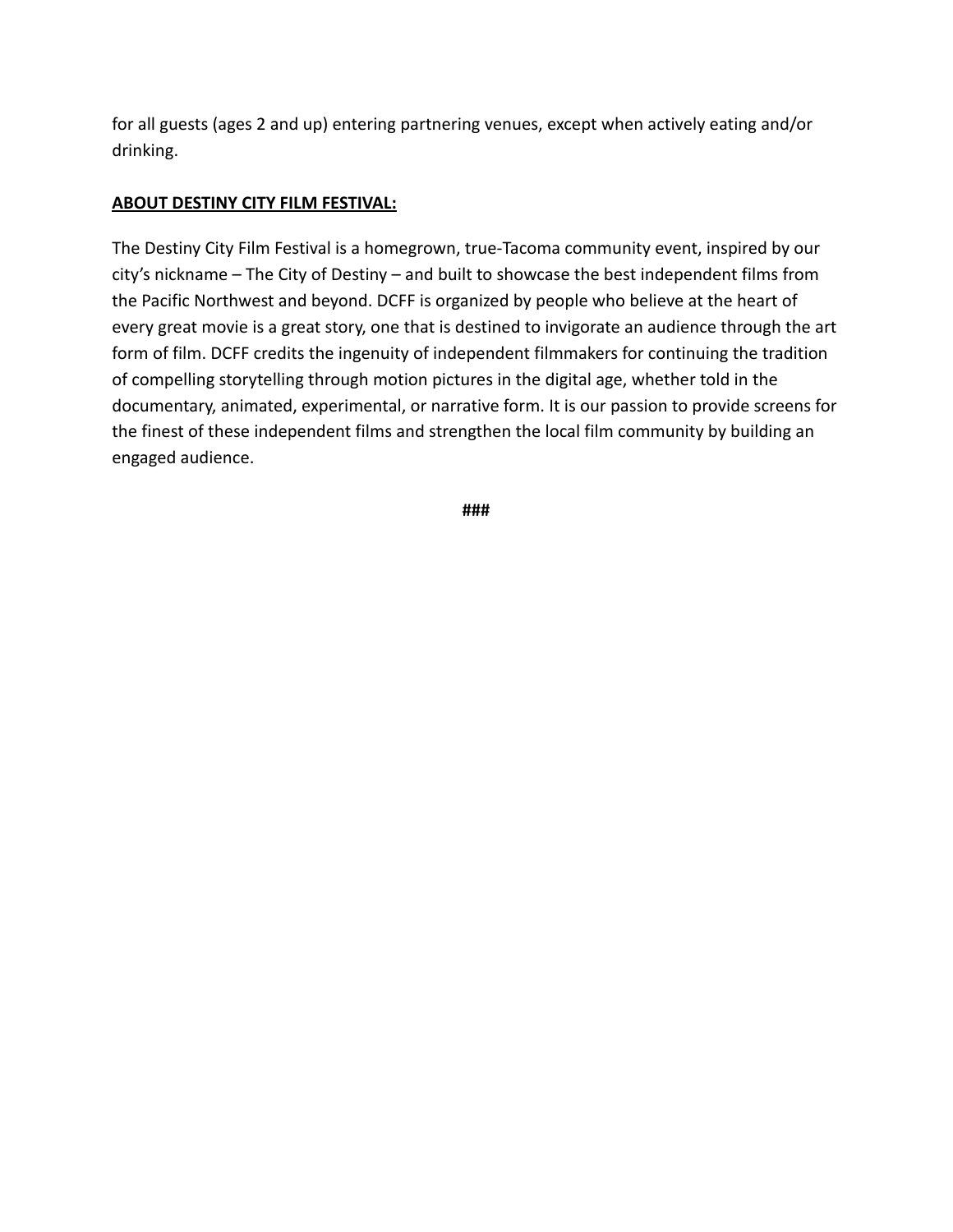for all guests (ages 2 and up) entering partnering venues, except when actively eating and/or drinking.

**ABOUT DESTINY CITY FILM FESTIVAL:**

The Destiny City Film Festival is a homegrown, true-Tacoma community event, inspired by our city's nickname – The City of Destiny – and built to showcase the best independent films from the Pacific Northwest and beyond. DCFF is organized by people who believe at the heart of every great movie is a great story, one that is destined to invigorate an audience through the art form of film. DCFF credits the ingenuity of independent filmmakers for continuing the tradition of compelling storytelling through motion pictures in the digital age, whether told in the documentary, animated, experimental, or narrative form. It is our passion to provide screens for the finest of these independent films and strengthen the local film community by building an engaged audience.

**###**